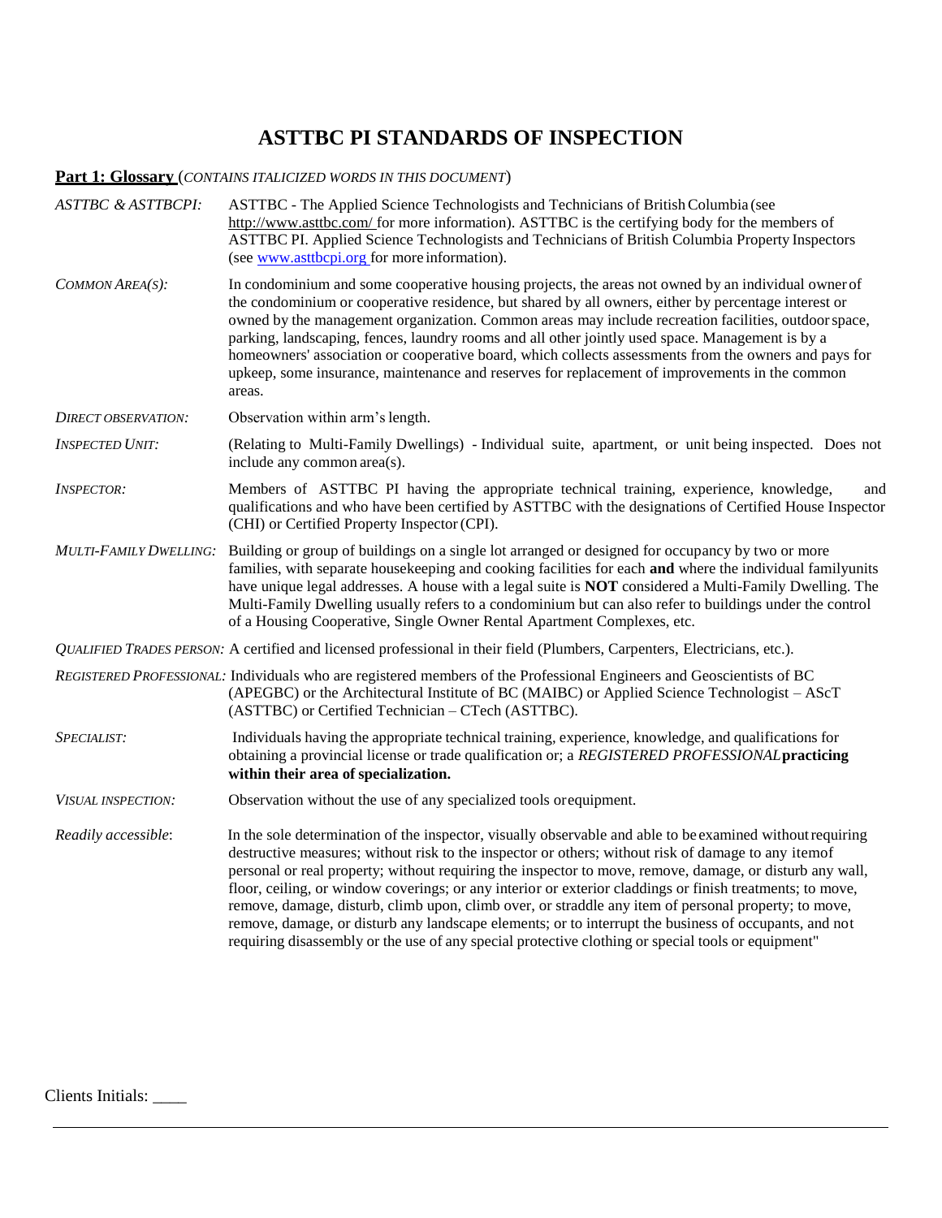# ASTTBC PI STANDARDS OF INSPECTION

## Part 1: Glossary (*CONTAINS ITALICIZED WORDS IN THIS DOCUMENT*)

*ASTTBC & ASTTBCPI:* ASTTBC - The Applied Science Technologists and Technicians of British Columbia (see http://www.asttbc.com/ for more information). ASTTBC is the certifying body for the members of ASTTBC PI. Applied Science Technologists and Technicians of British Columbia Property Inspectors (see www.asttbcpi.org for more information).

*COMMON AREA(S):* In condominium and some cooperative housing projects, the areas not owned by an individual owner of the condominium or cooperative residence, but shared by all owners, either by percentage interest or owned by the management organization. Common areas may include recreation facilities, outdoor space, parking, landscaping, fences, laundry rooms and all other jointly used space. Management is by a homeowners' association or cooperative board, which collects assessments from the owners and pays for upkeep, some insurance, maintenance and reserves for replacement of improvements in the common areas.

*DIRECT OBSERVATION:* Observation within arm's length.

*INSPECTED UNIT:* (Relating to Multi-Family Dwellings) - Individual suite, apartment, or unit being inspected. Does not include any common area(s).

*INSPECTOR:* Members of ASTTBC PI having the appropriate technical training, experience, knowledge, and qualifications and who have been certified by ASTTBC with the designations of Certified House Inspector (CHI) or Certified Property Inspector (CPI).

*MULTI-FAMILY DWELLING:* Building or group of buildings on a single lot arranged or designed for occupancy by two or more families, with separate housekeeping and cooking facilities for each **and** where the individual family units have unique legal addresses. A house with a legal suite is **NOT** considered a Multi-Family Dwelling. The Multi-Family Dwelling usually refers to a condominium but can also refer to buildings under the control of a Housing Cooperative, Single Owner Rental Apartment Complexes, etc.

*QUALIFIED TRADES PERSON:* A certified and licensed professional in their field (Plumbers, Carpenters, Electricians, etc.).

*REGISTERED PROFESSIONAL:* Individuals who are registered members of the Professional Engineers and Geoscientists of BC (APEGBC) or the Architectural Institute of BC (MAIBC) or Applied Science Technologist – AScT (ASTTBC) or Certified Technician – CTech (ASTTBC).

*SPECIALIST:* Individuals having the appropriate technical training, experience, knowledge, and qualifications for obtaining a provincial license or trade qualification or; a *REGISTERED PROFESSIONAL* **practicing within their area of specialization.**

*VISUAL INSPECTION:* Observation without the use of any specialized tools or equipment.

*Readily accessible*: In the sole determination of the inspector, visually observable and able to be examined without requiring destructive measures; without risk to the inspector or others; without risk of damage to any item of personal or real property; without requiring the inspector to move, remove, damage, or disturb any wall, floor, ceiling, or window coverings; or any interior or exterior claddings or finish treatments; to move, remove, damage, disturb, climb upon, climb over, or straddle any item of personal property; to move, remove, damage, or disturb any landscape elements; or to interrupt the business of occupants, and not requiring disassembly or the use of any special protective clothing or special tools or equipment"

Clients Initials: ____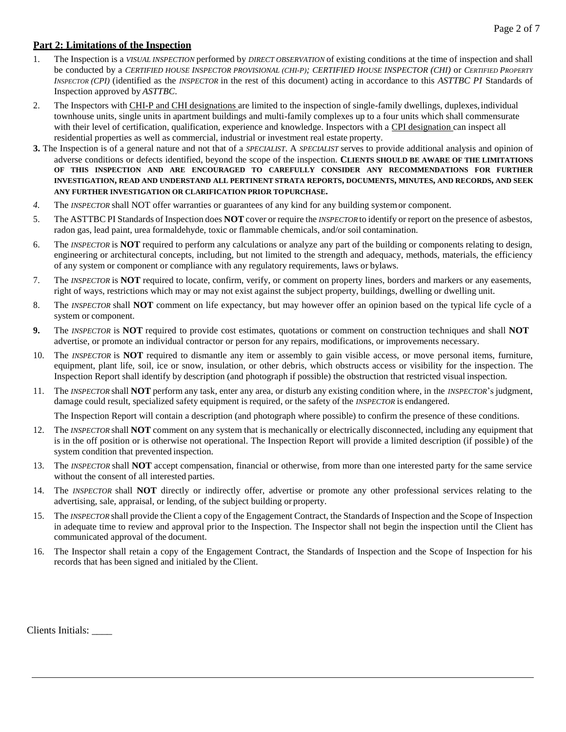## **Part 2: Limitations of the Inspection**

1. The Inspection is a *VISUAL INSPECTION* performed by *DIRECT OBSERVATION* of existing conditions at the time of inspection and shall be conducted by a *CERTIFIED HOUSE INSPECTOR PROVISIONAL (CHI-P); CERTIFIED HOUSE INSPECTOR (CHI)* or *CERTIFIED PROPERTY INSPECTOR (CPI)* (identified as the *INSPECTOR* in the rest of this document) acting in accordance to this *ASTTBC PI* Standards of Inspection approved by *ASTTBC*.
2. The Inspectors with CHI-P and CHI designations are limited to the inspection of single-family dwellings, duplexes, individual townhouse units, single units in apartment buildings and multi-family complexes up to a four units which shall commensurate with their level of certification, qualification, experience and knowledge. Inspectors with a CPI designation can inspect all residential properties as well as commercial, industrial or investment real estate property.
3. The Inspection is of a general nature and not that of a *SPECIALIST*. A *SPECIALIST* serves to provide additional analysis and opinion of adverse conditions or defects identified, beyond the scope of the inspection. **CLIENTS SHOULD BE AWARE OF THE LIMITATIONS OF THIS INSPECTION AND ARE ENCOURAGED TO CAREFULLY CONSIDER ANY RECOMMENDATIONS FOR FURTHER INVESTIGATION, READ AND UNDERSTAND ALL PERTINENT STRATA REPORTS, DOCUMENTS, MINUTES, AND RECORDS, AND SEEK ANY FURTHER INVESTIGATION OR CLARIFICATION PRIOR TO PURCHASE.**
4. The *INSPECTOR* shall NOT offer warranties or guarantees of any kind for any building system or component.
5. The ASTTBC PI Standards of Inspection does **NOT** cover or require the *INSPECTOR* to identify or report on the presence of asbestos, radon gas, lead paint, urea formaldehyde, toxic or flammable chemicals, and/or soil contamination.
6. The *INSPECTOR* is **NOT** required to perform any calculations or analyze any part of the building or components relating to design, engineering or architectural concepts, including, but not limited to the strength and adequacy, methods, materials, the efficiency of any system or component or compliance with any regulatory requirements, laws or bylaws.
7. The *INSPECTOR* is **NOT** required to locate, confirm, verify, or comment on property lines, borders and markers or any easements, right of ways, restrictions which may or may not exist against the subject property, buildings, dwelling or dwelling unit.
8. The *INSPECTOR* shall **NOT** comment on life expectancy, but may however offer an opinion based on the typical life cycle of a system or component.
9. The *INSPECTOR* is **NOT** required to provide cost estimates, quotations or comment on construction techniques and shall **NOT** advertise, or promote an individual contractor or person for any repairs, modifications, or improvements necessary.
10. The *INSPECTOR* is **NOT** required to dismantle any item or assembly to gain visible access, or move personal items, furniture, equipment, plant life, soil, ice or snow, insulation, or other debris, which obstructs access or visibility for the inspection. The Inspection Report shall identify by description (and photograph if possible) the obstruction that restricted visual inspection.
11. The *INSPECTOR* shall **NOT** perform any task, enter any area, or disturb any existing condition where, in the *INSPECTOR*'s judgment, damage could result, specialized safety equipment is required, or the safety of the *INSPECTOR* is endangered.

    The Inspection Report will contain a description (and photograph where possible) to confirm the presence of these conditions.
12. The *INSPECTOR* shall **NOT** comment on any system that is mechanically or electrically disconnected, including any equipment that is in the off position or is otherwise not operational. The Inspection Report will provide a limited description (if possible) of the system condition that prevented inspection.
13. The *INSPECTOR* shall **NOT** accept compensation, financial or otherwise, from more than one interested party for the same service without the consent of all interested parties.
14. The *INSPECTOR* shall **NOT** directly or indirectly offer, advertise or promote any other professional services relating to the advertising, sale, appraisal, or lending, of the subject building or property.
15. The *INSPECTOR* shall provide the Client a copy of the Engagement Contract, the Standards of Inspection and the Scope of Inspection in adequate time to review and approval prior to the Inspection. The Inspector shall not begin the inspection until the Client has communicated approval of the document.
16. The Inspector shall retain a copy of the Engagement Contract, the Standards of Inspection and the Scope of Inspection for his records that has been signed and initialed by the Client.

Clients Initials: ____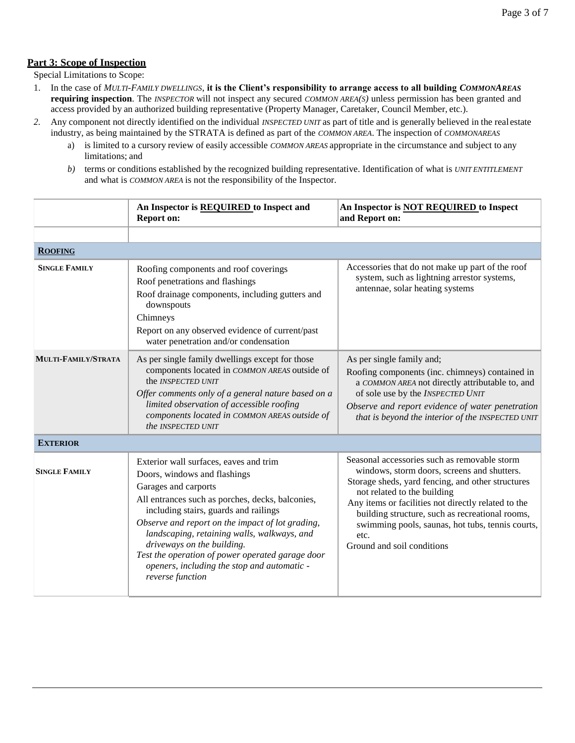## **Part 3: Scope of Inspection**

Special Limitations to Scope:

1. In the case of *MULTI-FAMILY DWELLINGS*, **it is the Client's responsibility to arrange access to all building *COMMONAREAS* requiring inspection**. The *INSPECTOR* will not inspect any secured *COMMON AREA(S)* unless permission has been granted and access provided by an authorized building representative (Property Manager, Caretaker, Council Member, etc.).
2. Any component not directly identified on the individual *INSPECTED UNIT* as part of title and is generally believed in the real estate industry, as being maintained by the STRATA is defined as part of the *COMMON AREA*. The inspection of *COMMONAREAS*
   a) is limited to a cursory review of easily accessible *COMMON AREAS* appropriate in the circumstance and subject to any limitations; and
   b) terms or conditions established by the recognized building representative. Identification of what is *UNIT ENTITLEMENT* and what is *COMMON AREA* is not the responsibility of the Inspector.

| | An Inspector is **REQUIRED** to Inspect and Report on: | An Inspector is **NOT REQUIRED** to Inspect and Report on: |
|---|---|---|
| | | |
| **ROOFING** | | |
| **SINGLE FAMILY** | Roofing components and roof coverings<br>Roof penetrations and flashings<br>Roof drainage components, including gutters and downspouts<br>Chimneys<br>Report on any observed evidence of current/past water penetration and/or condensation | Accessories that do not make up part of the roof system, such as lightning arrestor systems, antennae, solar heating systems |
| **MULTI-FAMILY/STRATA** | As per single family dwellings except for those components located in *COMMON AREAS* outside of the *INSPECTED UNIT*<br>*Offer comments only of a general nature based on a limited observation of accessible roofing components located in COMMON AREAS outside of the INSPECTED UNIT* | As per single family and;<br>Roofing components (inc. chimneys) contained in a *COMMON AREA* not directly attributable to, and of sole use by the *INSPECTED UNIT*<br>*Observe and report evidence of water penetration that is beyond the interior of the INSPECTED UNIT* |
| **EXTERIOR** | | |
| **SINGLE FAMILY** | Exterior wall surfaces, eaves and trim<br>Doors, windows and flashings<br>Garages and carports<br>All entrances such as porches, decks, balconies, including stairs, guards and railings<br>*Observe and report on the impact of lot grading, landscaping, retaining walls, walkways, and driveways on the building.*<br>*Test the operation of power operated garage door openers, including the stop and automatic - reverse function* | Seasonal accessories such as removable storm windows, storm doors, screens and shutters.<br>Storage sheds, yard fencing, and other structures not related to the building<br>Any items or facilities not directly related to the building structure, such as recreational rooms, swimming pools, saunas, hot tubs, tennis courts, etc.<br>Ground and soil conditions |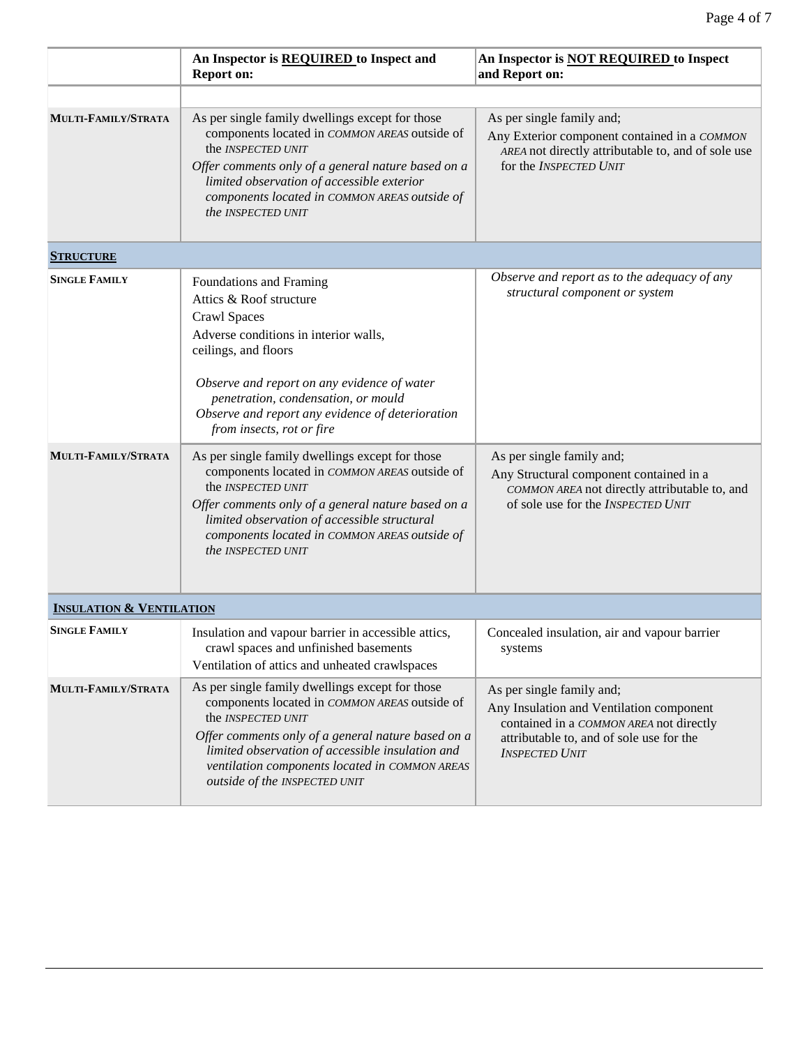| | An Inspector is **REQUIRED** to Inspect and Report on: | An Inspector is **NOT REQUIRED** to Inspect and Report on: |
|---|---|---|
| | | |
| **MULTI-FAMILY/STRATA** | As per single family dwellings except for those components located in *COMMON AREAS* outside of the *INSPECTED UNIT*<br>*Offer comments only of a general nature based on a limited observation of accessible exterior components located in COMMON AREAS outside of the INSPECTED UNIT* | As per single family and;<br>Any Exterior component contained in a *COMMON AREA* not directly attributable to, and of sole use for the *INSPECTED UNIT* |
| **STRUCTURE** | | |
| **SINGLE FAMILY** | Foundations and Framing<br>Attics & Roof structure<br>Crawl Spaces<br>Adverse conditions in interior walls, ceilings, and floors<br><br>*Observe and report on any evidence of water penetration, condensation, or mould*<br>*Observe and report any evidence of deterioration from insects, rot or fire* | *Observe and report as to the adequacy of any structural component or system* |
| **MULTI-FAMILY/STRATA** | As per single family dwellings except for those components located in *COMMON AREAS* outside of the *INSPECTED UNIT*<br>*Offer comments only of a general nature based on a limited observation of accessible structural components located in COMMON AREAS outside of the INSPECTED UNIT* | As per single family and;<br>Any Structural component contained in a *COMMON AREA* not directly attributable to, and of sole use for the *INSPECTED UNIT* |
| **INSULATION & VENTILATION** | | |
| **SINGLE FAMILY** | Insulation and vapour barrier in accessible attics, crawl spaces and unfinished basements<br>Ventilation of attics and unheated crawlspaces | Concealed insulation, air and vapour barrier systems |
| **MULTI-FAMILY/STRATA** | As per single family dwellings except for those components located in *COMMON AREAS* outside of the *INSPECTED UNIT*<br>*Offer comments only of a general nature based on a limited observation of accessible insulation and ventilation components located in COMMON AREAS outside of the INSPECTED UNIT* | As per single family and;<br>Any Insulation and Ventilation component contained in a *COMMON AREA* not directly attributable to, and of sole use for the *INSPECTED UNIT* |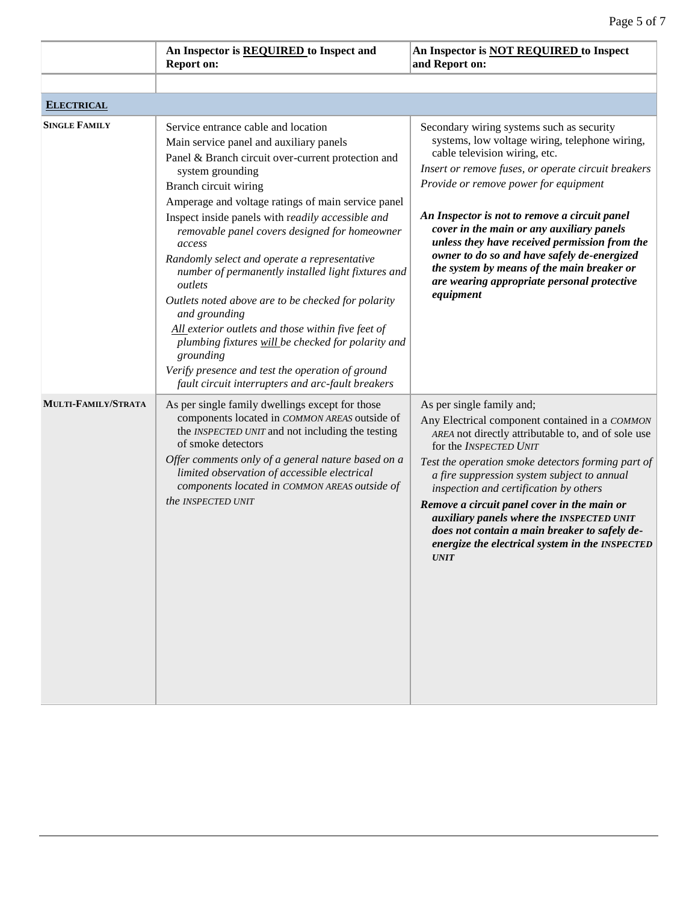| | An Inspector is **REQUIRED** to Inspect and Report on: | An Inspector is **NOT REQUIRED** to Inspect and Report on: |
|---|---|---|
| | | |
| **ELECTRICAL** | | |
| **SINGLE FAMILY** | Service entrance cable and location<br>Main service panel and auxiliary panels<br>Panel & Branch circuit over-current protection and system grounding<br>Branch circuit wiring<br>Amperage and voltage ratings of main service panel<br>Inspect inside panels with *readily accessible and removable panel covers designed for homeowner access*<br>*Randomly select and operate a representative number of permanently installed light fixtures and outlets*<br>*Outlets noted above are to be checked for polarity and grounding*<br>*All exterior outlets and those within five feet of plumbing fixtures will be checked for polarity and grounding*<br>*Verify presence and test the operation of ground fault circuit interrupters and arc-fault breakers* | Secondary wiring systems such as security systems, low voltage wiring, telephone wiring, cable television wiring, etc.<br>*Insert or remove fuses, or operate circuit breakers*<br>*Provide or remove power for equipment*<br><br>***An Inspector is not to remove a circuit panel cover in the main or any auxiliary panels unless they have received permission from the owner to do so and have safely de-energized the system by means of the main breaker or are wearing appropriate personal protective equipment*** |
| **MULTI-FAMILY/STRATA** | As per single family dwellings except for those components located in *COMMON AREAS* outside of the *INSPECTED UNIT* and not including the testing of smoke detectors<br>*Offer comments only of a general nature based on a limited observation of accessible electrical components located in COMMON AREAS outside of the INSPECTED UNIT* | As per single family and;<br>Any Electrical component contained in a *COMMON AREA* not directly attributable to, and of sole use for the *INSPECTED UNIT*<br>*Test the operation smoke detectors forming part of a fire suppression system subject to annual inspection and certification by others*<br>***Remove a circuit panel cover in the main or auxiliary panels where the INSPECTED UNIT does not contain a main breaker to safely de-energize the electrical system in the INSPECTED UNIT*** |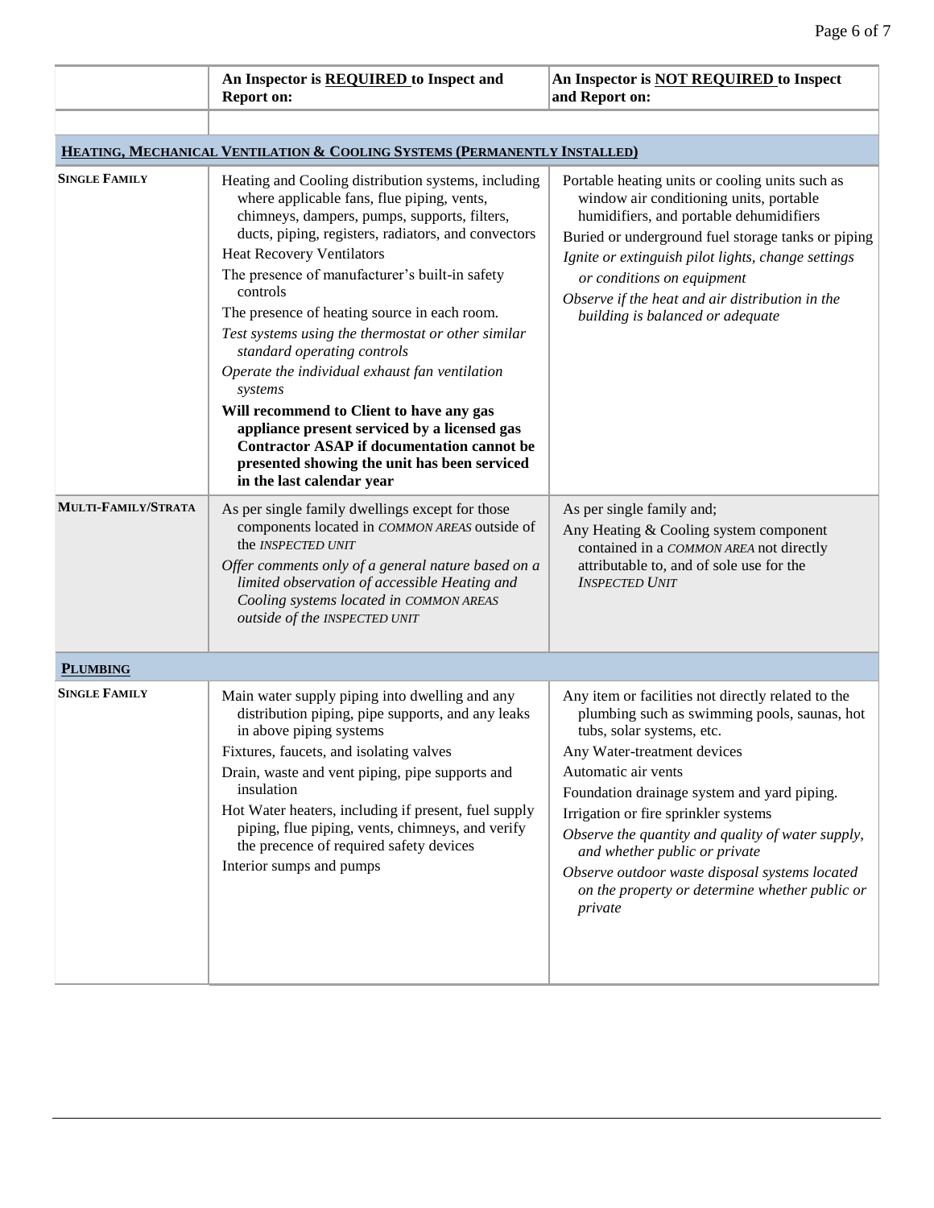| | An Inspector is **REQUIRED** to Inspect and Report on: | An Inspector is **NOT REQUIRED** to Inspect and Report on: |
|---|---|---|
| | | |
| **HEATING, MECHANICAL VENTILATION & COOLING SYSTEMS (PERMANENTLY INSTALLED)** | | |
| **SINGLE FAMILY** | Heating and Cooling distribution systems, including where applicable fans, flue piping, vents, chimneys, dampers, pumps, supports, filters, ducts, piping, registers, radiators, and convectors<br>Heat Recovery Ventilators<br>The presence of manufacturer's built-in safety controls<br>The presence of heating source in each room.<br>*Test systems using the thermostat or other similar standard operating controls*<br>*Operate the individual exhaust fan ventilation systems*<br>**Will recommend to Client to have any gas appliance present serviced by a licensed gas Contractor ASAP if documentation cannot be presented showing the unit has been serviced in the last calendar year** | Portable heating units or cooling units such as window air conditioning units, portable humidifiers, and portable dehumidifiers<br>Buried or underground fuel storage tanks or piping<br>*Ignite or extinguish pilot lights, change settings or conditions on equipment*<br>*Observe if the heat and air distribution in the building is balanced or adequate* |
| **MULTI-FAMILY/STRATA** | As per single family dwellings except for those components located in *COMMON AREAS* outside of the *INSPECTED UNIT*<br>*Offer comments only of a general nature based on a limited observation of accessible Heating and Cooling systems located in COMMON AREAS outside of the INSPECTED UNIT* | As per single family and;<br>Any Heating & Cooling system component contained in a *COMMON AREA* not directly attributable to, and of sole use for the *INSPECTED UNIT* |
| **PLUMBING** | | |
| **SINGLE FAMILY** | Main water supply piping into dwelling and any distribution piping, pipe supports, and any leaks in above piping systems<br>Fixtures, faucets, and isolating valves<br>Drain, waste and vent piping, pipe supports and insulation<br>Hot Water heaters, including if present, fuel supply piping, flue piping, vents, chimneys, and verify the precence of required safety devices<br>Interior sumps and pumps | Any item or facilities not directly related to the plumbing such as swimming pools, saunas, hot tubs, solar systems, etc.<br>Any Water-treatment devices<br>Automatic air vents<br>Foundation drainage system and yard piping.<br>Irrigation or fire sprinkler systems<br>*Observe the quantity and quality of water supply, and whether public or private*<br>*Observe outdoor waste disposal systems located on the property or determine whether public or private* |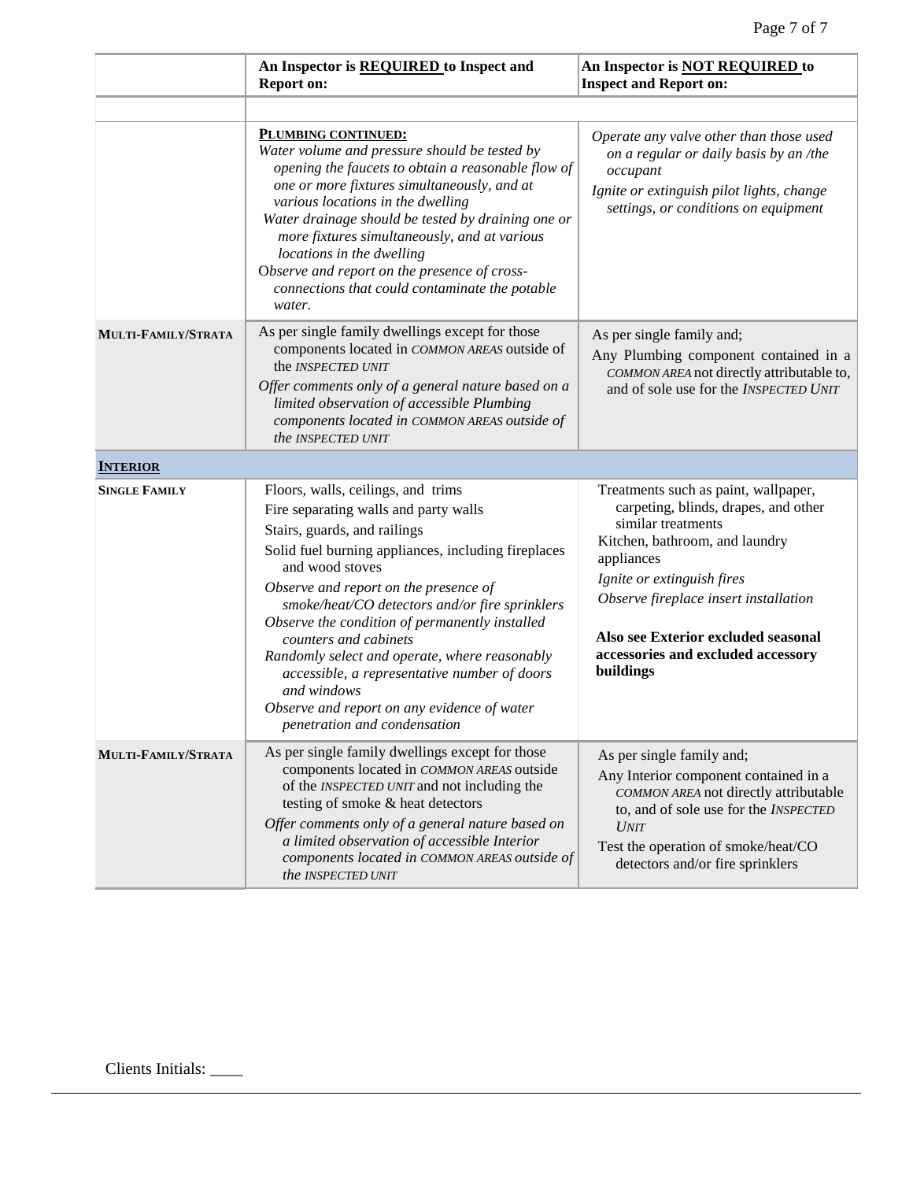| | An Inspector is **REQUIRED** to Inspect and Report on: | An Inspector is **NOT REQUIRED** to Inspect and Report on: |
|---|---|---|
| | | |
| | **PLUMBING CONTINUED:**<br>*Water volume and pressure should be tested by opening the faucets to obtain a reasonable flow of one or more fixtures simultaneously, and at various locations in the dwelling*<br>*Water drainage should be tested by draining one or more fixtures simultaneously, and at various locations in the dwelling*<br>*Observe and report on the presence of cross-connections that could contaminate the potable water.* | *Operate any valve other than those used on a regular or daily basis by an /the occupant*<br>*Ignite or extinguish pilot lights, change settings, or conditions on equipment* |
| **MULTI-FAMILY/STRATA** | As per single family dwellings except for those components located in *COMMON AREAS* outside of the *INSPECTED UNIT*<br>*Offer comments only of a general nature based on a limited observation of accessible Plumbing components located in COMMON AREAS outside of the INSPECTED UNIT* | As per single family and;<br>Any Plumbing component contained in a *COMMON AREA* not directly attributable to, and of sole use for the *INSPECTED UNIT* |
| **INTERIOR** | | |
| **SINGLE FAMILY** | Floors, walls, ceilings, and trims<br>Fire separating walls and party walls<br>Stairs, guards, and railings<br>Solid fuel burning appliances, including fireplaces and wood stoves<br>*Observe and report on the presence of smoke/heat/CO detectors and/or fire sprinklers*<br>*Observe the condition of permanently installed counters and cabinets*<br>*Randomly select and operate, where reasonably accessible, a representative number of doors and windows*<br>*Observe and report on any evidence of water penetration and condensation* | Treatments such as paint, wallpaper, carpeting, blinds, drapes, and other similar treatments<br>Kitchen, bathroom, and laundry appliances<br>*Ignite or extinguish fires*<br>*Observe fireplace insert installation*<br>**Also see Exterior excluded seasonal accessories and excluded accessory buildings** |
| **MULTI-FAMILY/STRATA** | As per single family dwellings except for those components located in *COMMON AREAS* outside of the *INSPECTED UNIT* and not including the testing of smoke & heat detectors<br>*Offer comments only of a general nature based on a limited observation of accessible Interior components located in COMMON AREAS outside of the INSPECTED UNIT* | As per single family and;<br>Any Interior component contained in a *COMMON AREA* not directly attributable to, and of sole use for the *INSPECTED UNIT*<br>Test the operation of smoke/heat/CO detectors and/or fire sprinklers |

Clients Initials: ____